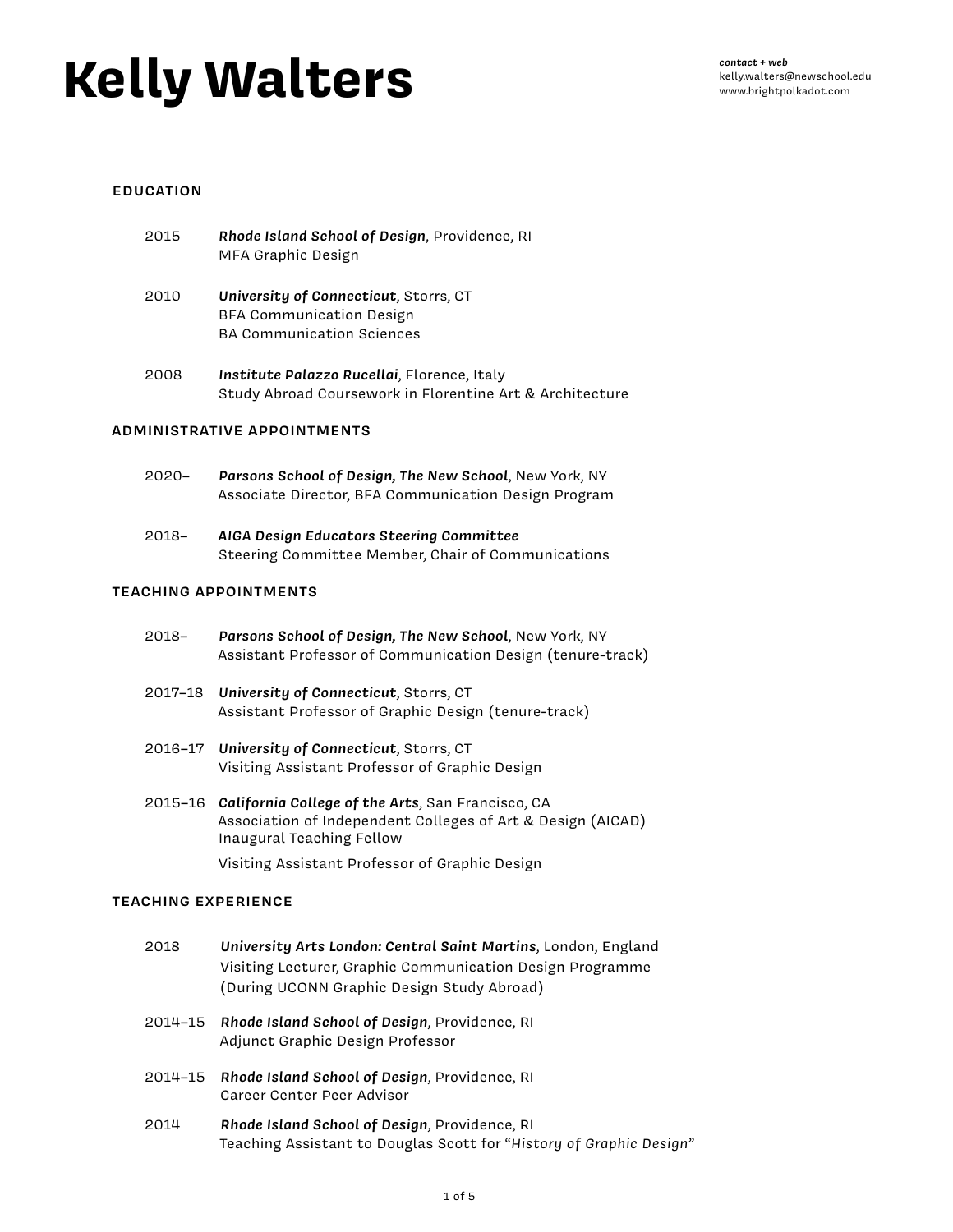# Kelly Walters

***contact + web***
kelly.walters@newschool.edu
www.brightpolkadot.com

## EDUCATION

2015 ***Rhode Island School of Design***, Providence, RI
MFA Graphic Design

2010 ***University of Connecticut***, Storrs, CT
BFA Communication Design
BA Communication Sciences

2008 ***Institute Palazzo Rucellai***, Florence, Italy
Study Abroad Coursework in Florentine Art & Architecture

## ADMINISTRATIVE APPOINTMENTS

2020– ***Parsons School of Design, The New School***, New York, NY
Associate Director, BFA Communication Design Program

2018– ***AIGA Design Educators Steering Committee***
Steering Committee Member, Chair of Communications

## TEACHING APPOINTMENTS

2018– ***Parsons School of Design, The New School***, New York, NY
Assistant Professor of Communication Design (tenure-track)

2017–18 ***University of Connecticut***, Storrs, CT
Assistant Professor of Graphic Design (tenure-track)

2016–17 ***University of Connecticut***, Storrs, CT
Visiting Assistant Professor of Graphic Design

2015–16 ***California College of the Arts***, San Francisco, CA
Association of Independent Colleges of Art & Design (AICAD)
Inaugural Teaching Fellow

Visiting Assistant Professor of Graphic Design

## TEACHING EXPERIENCE

2018 ***University Arts London: Central Saint Martins***, London, England
Visiting Lecturer, Graphic Communication Design Programme
(During UCONN Graphic Design Study Abroad)

2014–15 ***Rhode Island School of Design***, Providence, RI
Adjunct Graphic Design Professor

2014–15 ***Rhode Island School of Design***, Providence, RI
Career Center Peer Advisor

2014 ***Rhode Island School of Design***, Providence, RI
Teaching Assistant to Douglas Scott for "*History of Graphic Design*"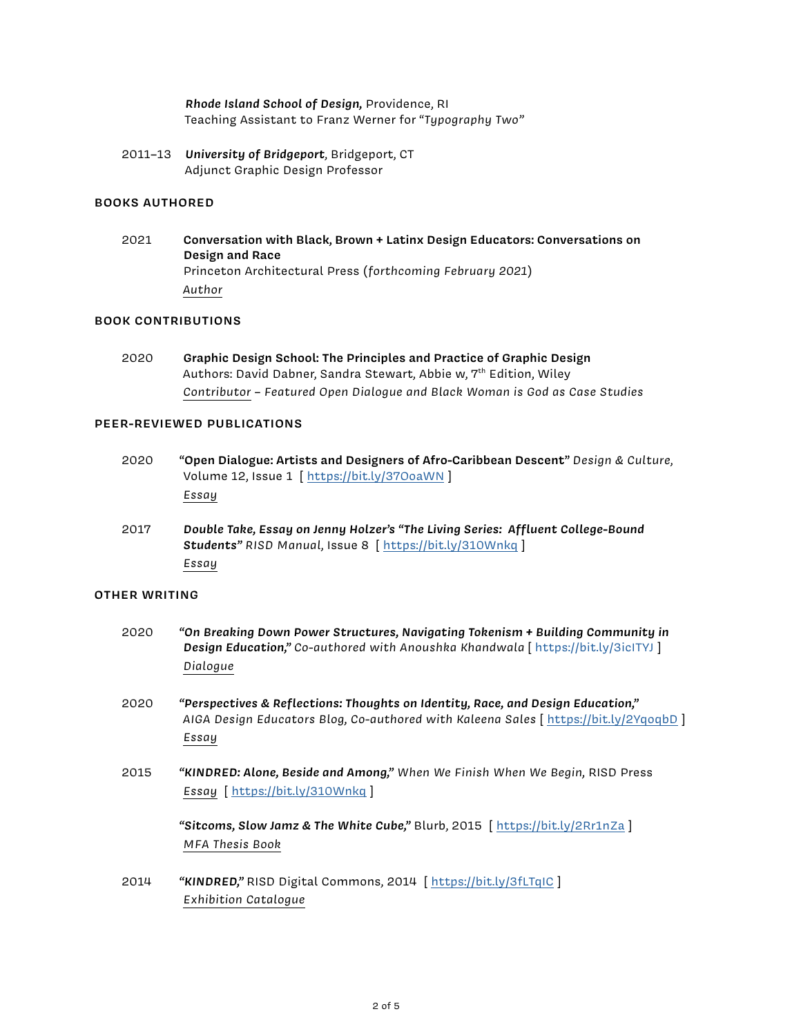***Rhode Island School of Design,*** Providence, RI
Teaching Assistant to Franz Werner for *"Typography Two"*

2011–13 ***University of Bridgeport***, Bridgeport, CT
Adjunct Graphic Design Professor

## BOOKS AUTHORED

2021 **Conversation with Black, Brown + Latinx Design Educators: Conversations on Design and Race**
Princeton Architectural Press (*forthcoming February 2021*)
*Author*

## BOOK CONTRIBUTIONS

2020 **Graphic Design School: The Principles and Practice of Graphic Design**
Authors: David Dabner, Sandra Stewart, Abbie w, 7th Edition, Wiley
*Contributor – Featured Open Dialogue and Black Woman is God as Case Studies*

## PEER-REVIEWED PUBLICATIONS

2020 **"Open Dialogue: Artists and Designers of Afro-Caribbean Descent"** *Design & Culture,* Volume 12, Issue 1 [ https://bit.ly/37OoaWN ]
*Essay*

2017 ***Double Take, Essay on Jenny Holzer's "The Living Series: Affluent College-Bound Students"*** *RISD Manual,* Issue 8 [ https://bit.ly/31OWnkq ]
*Essay*

## OTHER WRITING

2020 ***"On Breaking Down Power Structures, Navigating Tokenism + Building Community in Design Education,"*** *Co-authored with Anoushka Khandwala* [ https://bit.ly/3icITYJ ]
*Dialogue*

2020 ***"Perspectives & Reflections: Thoughts on Identity, Race, and Design Education,"*** *AIGA Design Educators Blog, Co-authored with Kaleena Sales* [ https://bit.ly/2YqoqbD ]
*Essay*

2015 ***"KINDRED: Alone, Beside and Among,"*** *When We Finish When We Begin,* RISD Press
*Essay* [ https://bit.ly/31OWnkq ]

***"Sitcoms, Slow Jamz & The White Cube,"*** Blurb, 2015 [ https://bit.ly/2Rr1nZa ]
*MFA Thesis Book*

2014 ***"KINDRED,"*** RISD Digital Commons, 2014 [ https://bit.ly/3fLTqIC ]
*Exhibition Catalogue*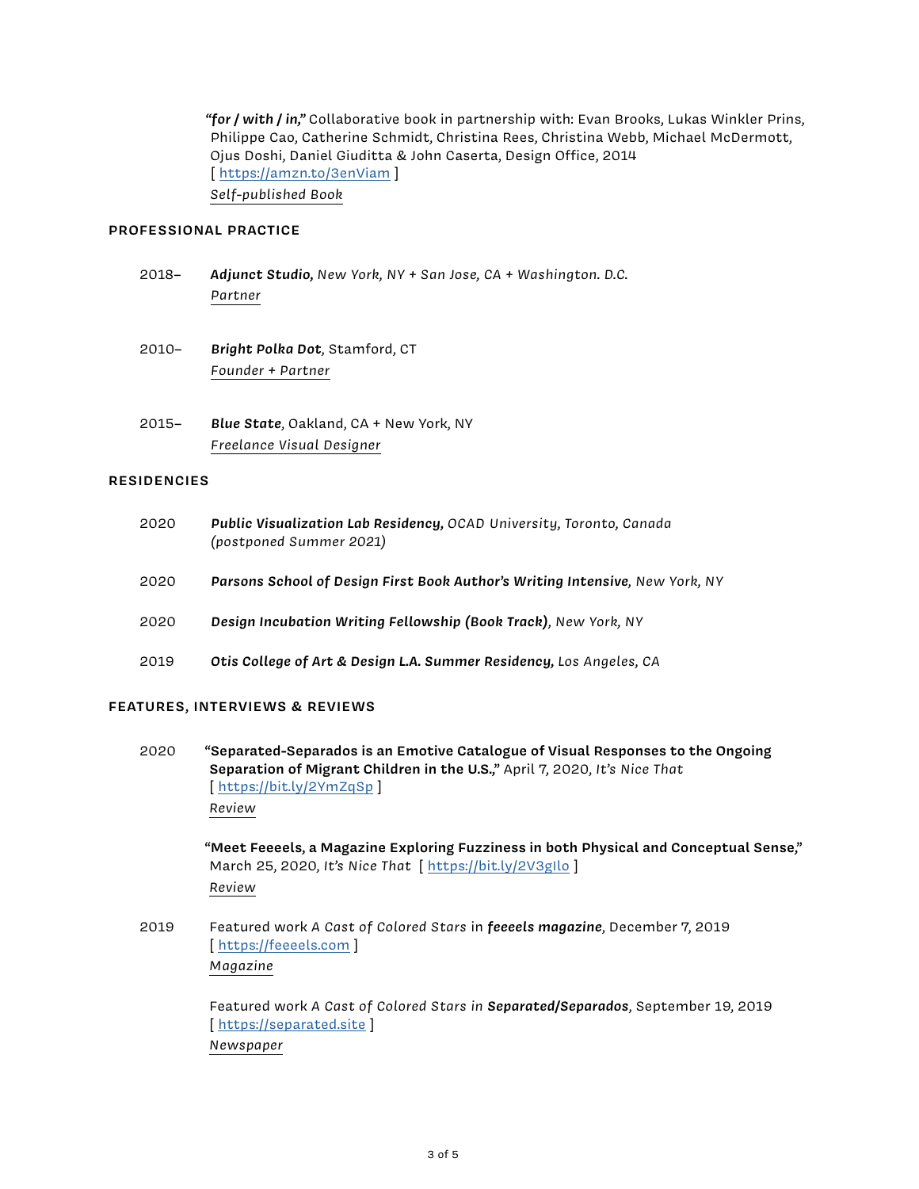***"for / with / in,"*** Collaborative book in partnership with: Evan Brooks, Lukas Winkler Prins, Philippe Cao, Catherine Schmidt, Christina Rees, Christina Webb, Michael McDermott, Ojus Doshi, Daniel Giuditta & John Caserta, Design Office, 2014
[ https://amzn.to/3enViam ]
*Self-published Book*

## PROFESSIONAL PRACTICE

2018– ***Adjunct Studio,*** *New York, NY + San Jose, CA + Washington. D.C.*
*Partner*

2010– ***Bright Polka Dot***, Stamford, CT
*Founder + Partner*

2015– ***Blue State***, Oakland, CA + New York, NY
*Freelance Visual Designer*

## RESIDENCIES

2020 ***Public Visualization Lab Residency,*** *OCAD University, Toronto, Canada (postponed Summer 2021)*

2020 ***Parsons School of Design First Book Author's Writing Intensive,*** *New York, NY*

2020 ***Design Incubation Writing Fellowship (Book Track)***, *New York, NY*

2019 ***Otis College of Art & Design L.A. Summer Residency,*** *Los Angeles, CA*

## FEATURES, INTERVIEWS & REVIEWS

2020 **"Separated-Separados is an Emotive Catalogue of Visual Responses to the Ongoing Separation of Migrant Children in the U.S.,"** April 7, 2020, *It's Nice That*
[ https://bit.ly/2YmZqSp ]
*Review*

**"Meet Feeeels, a Magazine Exploring Fuzziness in both Physical and Conceptual Sense,"** March 25, 2020, *It's Nice That* [ https://bit.ly/2V3gIlo ]
*Review*

2019 Featured work *A Cast of Colored Stars* in ***feeeels magazine***, December 7, 2019
[ https://feeeels.com ]
*Magazine*

Featured work *A Cast of Colored Stars in* ***Separated/Separados***, September 19, 2019
[ https://separated.site ]
*Newspaper*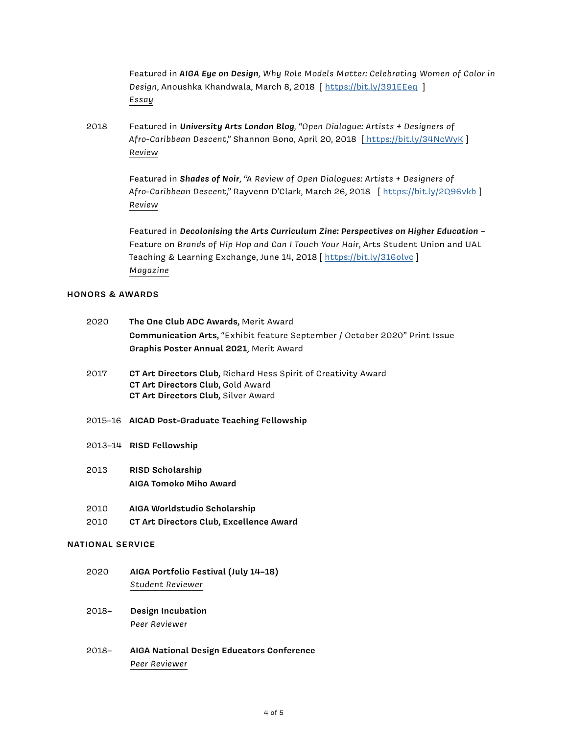Featured in ***AIGA Eye on Design****, Why Role Models Matter: Celebrating Women of Color in Design,* Anoushka Khandwala, March 8, 2018 [ https://bit.ly/391EEeq ]
*Essay*

2018 Featured in ***University Arts London Blog****, "Open Dialogue: Artists + Designers of Afro-Caribbean Descent,"* Shannon Bono, April 20, 2018 [ https://bit.ly/34NcWyK ]
*Review*

Featured in ***Shades of Noir****, "A Review of Open Dialogues: Artists + Designers of Afro-Caribbean Descent,"* Rayvenn D'Clark, March 26, 2018 [ https://bit.ly/2Q96vkb ]
*Review*

Featured in ***Decolonising the Arts Curriculum Zine: Perspectives on Higher Education*** – Feature on *Brands of Hip Hop and Can I Touch Your Hair,* Arts Student Union and UAL Teaching & Learning Exchange, June 14, 2018 [ https://bit.ly/316olvc ]
*Magazine*

## HONORS & AWARDS

2020 **The One Club ADC Awards,** Merit Award
**Communication Arts,** "Exhibit feature September / October 2020" Print Issue
**Graphis Poster Annual 2021**, Merit Award

2017 **CT Art Directors Club,** Richard Hess Spirit of Creativity Award
**CT Art Directors Club,** Gold Award
**CT Art Directors Club,** Silver Award

2015–16 **AICAD Post-Graduate Teaching Fellowship**

2013–14 **RISD Fellowship**

2013 **RISD Scholarship**
**AIGA Tomoko Miho Award**

2010 **AIGA Worldstudio Scholarship**

2010 **CT Art Directors Club, Excellence Award**

## NATIONAL SERVICE

2020 **AIGA Portfolio Festival (July 14–18)**
*Student Reviewer*

2018– **Design Incubation**
*Peer Reviewer*

2018– **AIGA National Design Educators Conference**
*Peer Reviewer*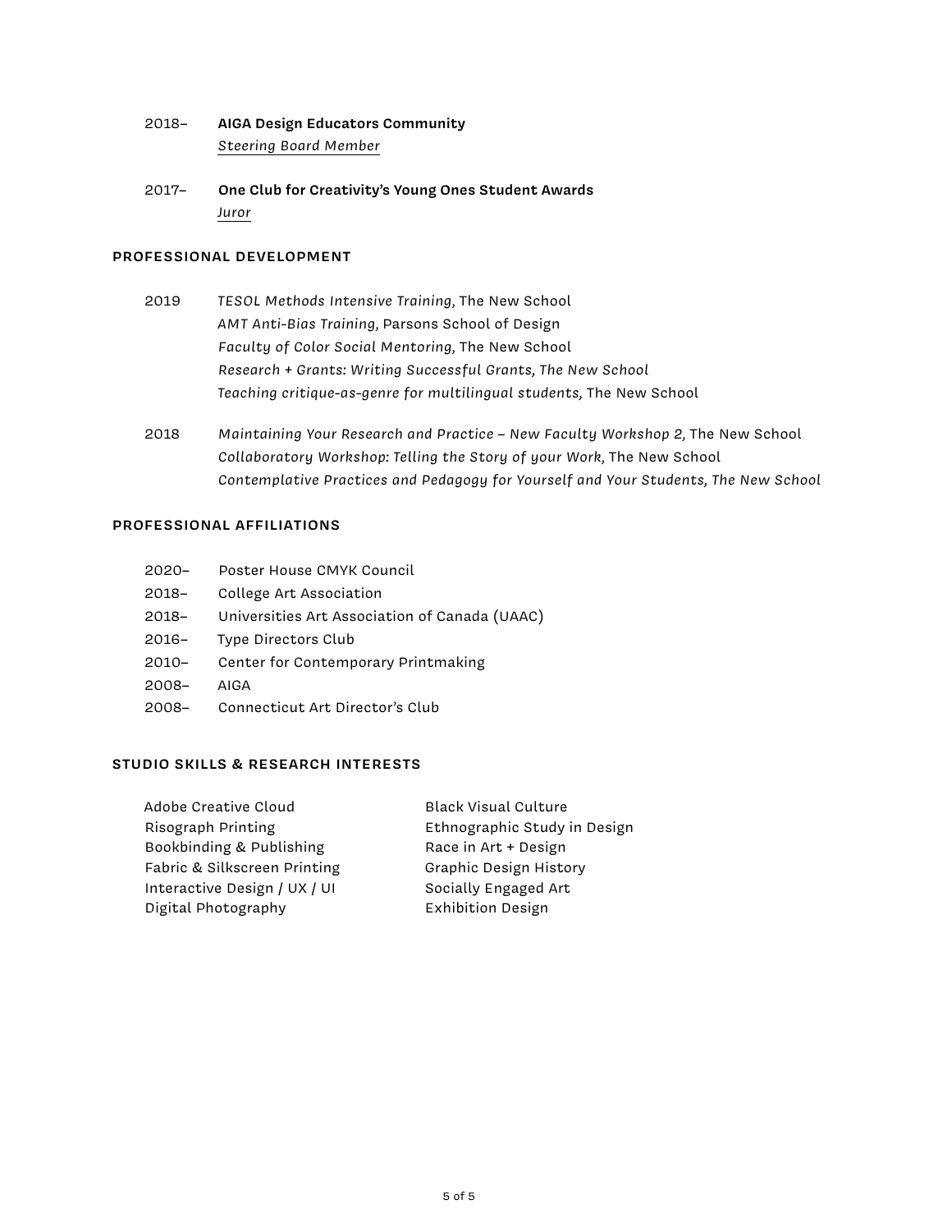2018– **AIGA Design Educators Community**
*Steering Board Member*

2017– **One Club for Creativity's Young Ones Student Awards**
*Juror*

## PROFESSIONAL DEVELOPMENT

2019
*TESOL Methods Intensive Training,* The New School
*AMT Anti-Bias Training,* Parsons School of Design
*Faculty of Color Social Mentoring,* The New School
*Research + Grants: Writing Successful Grants, The New School*
*Teaching critique-as-genre for multilingual students,* The New School

2018
*Maintaining Your Research and Practice – New Faculty Workshop 2,* The New School
*Collaboratory Workshop: Telling the Story of your Work,* The New School
*Contemplative Practices and Pedagogy for Yourself and Your Students, The New School*

## PROFESSIONAL AFFILIATIONS

2020– Poster House CMYK Council
2018– College Art Association
2018– Universities Art Association of Canada (UAAC)
2016– Type Directors Club
2010– Center for Contemporary Printmaking
2008– AIGA
2008– Connecticut Art Director's Club

## STUDIO SKILLS & RESEARCH INTERESTS

Adobe Creative Cloud
Risograph Printing
Bookbinding & Publishing
Fabric & Silkscreen Printing
Interactive Design / UX / UI
Digital Photography

Black Visual Culture
Ethnographic Study in Design
Race in Art + Design
Graphic Design History
Socially Engaged Art
Exhibition Design